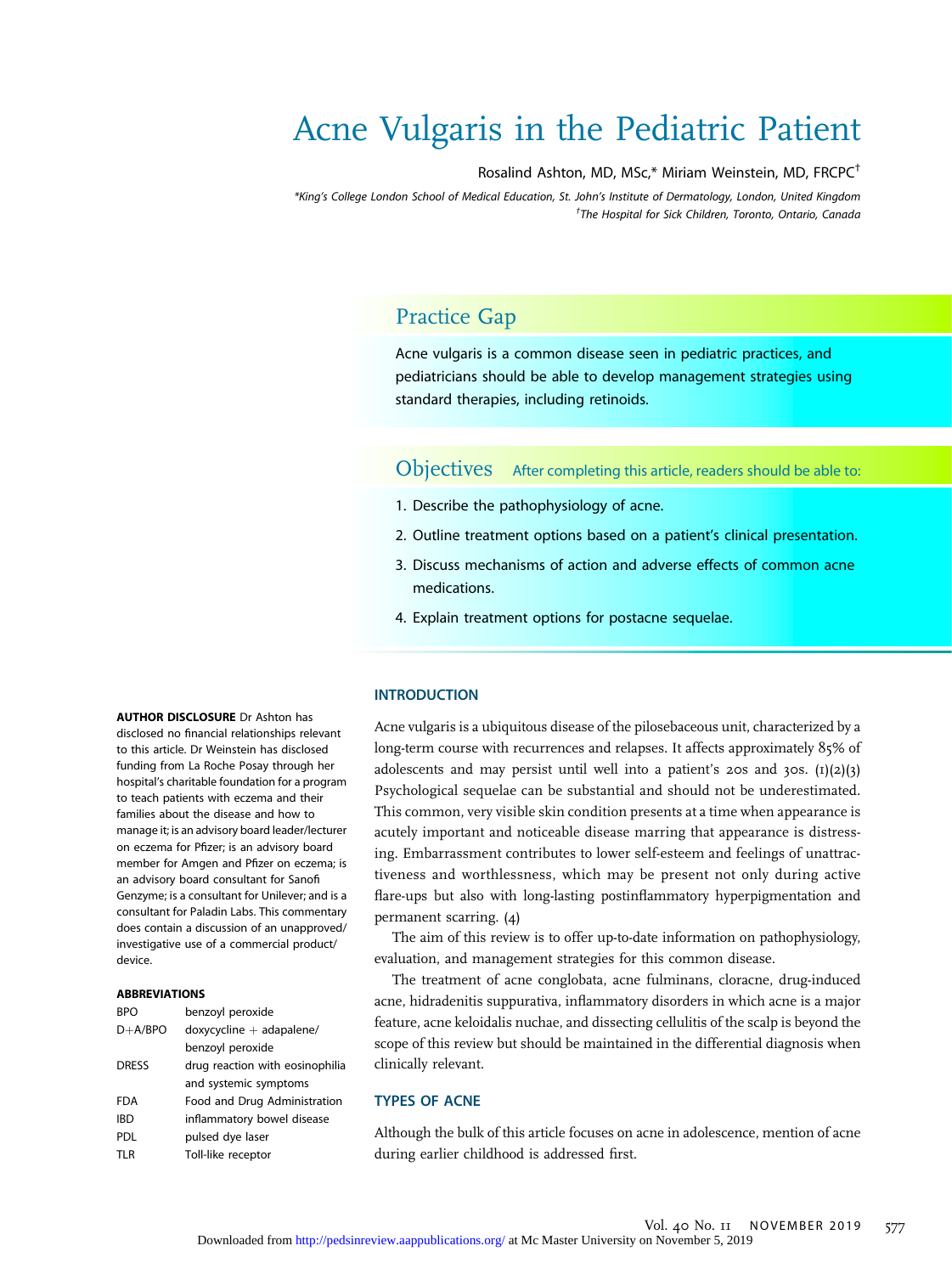# Acne Vulgaris in the Pediatric Patient

Rosalind Ashton, MD, MSc,* Miriam Weinstein, MD, FRCPC†

*King's College London School of Medical Education, St. John's Institute of Dermatology, London, United Kingdom

†The Hospital for Sick Children, Toronto, Ontario, Canada

## Practice Gap

Acne vulgaris is a common disease seen in pediatric practices, and pediatricians should be able to develop management strategies using standard therapies, including retinoids.

## Objectives

After completing this article, readers should be able to:

1. Describe the pathophysiology of acne.
2. Outline treatment options based on a patient's clinical presentation.
3. Discuss mechanisms of action and adverse effects of common acne medications.
4. Explain treatment options for postacne sequelae.

**AUTHOR DISCLOSURE** Dr Ashton has disclosed no financial relationships relevant to this article. Dr Weinstein has disclosed funding from La Roche Posay through her hospital's charitable foundation for a program to teach patients with eczema and their families about the disease and how to manage it; is an advisory board leader/lecturer on eczema for Pfizer; is an advisory board member for Amgen and Pfizer on eczema; is an advisory board consultant for Sanofi Genzyme; is a consultant for Unilever; and is a consultant for Paladin Labs. This commentary does contain a discussion of an unapproved/investigative use of a commercial product/device.

**ABBREVIATIONS**

| | |
|---|---|
| BPO | benzoyl peroxide |
| D+A/BPO | doxycycline + adapalene/benzoyl peroxide |
| DRESS | drug reaction with eosinophilia and systemic symptoms |
| FDA | Food and Drug Administration |
| IBD | inflammatory bowel disease |
| PDL | pulsed dye laser |
| TLR | Toll-like receptor |

## INTRODUCTION

Acne vulgaris is a ubiquitous disease of the pilosebaceous unit, characterized by a long-term course with recurrences and relapses. It affects approximately 85% of adolescents and may persist until well into a patient's 20s and 30s. (1)(2)(3) Psychological sequelae can be substantial and should not be underestimated. This common, very visible skin condition presents at a time when appearance is acutely important and noticeable disease marring that appearance is distressing. Embarrassment contributes to lower self-esteem and feelings of unattractiveness and worthlessness, which may be present not only during active flare-ups but also with long-lasting postinflammatory hyperpigmentation and permanent scarring. (4)

The aim of this review is to offer up-to-date information on pathophysiology, evaluation, and management strategies for this common disease.

The treatment of acne conglobata, acne fulminans, cloracne, drug-induced acne, hidradenitis suppurativa, inflammatory disorders in which acne is a major feature, acne keloidalis nuchae, and dissecting cellulitis of the scalp is beyond the scope of this review but should be maintained in the differential diagnosis when clinically relevant.

## TYPES OF ACNE

Although the bulk of this article focuses on acne in adolescence, mention of acne during earlier childhood is addressed first.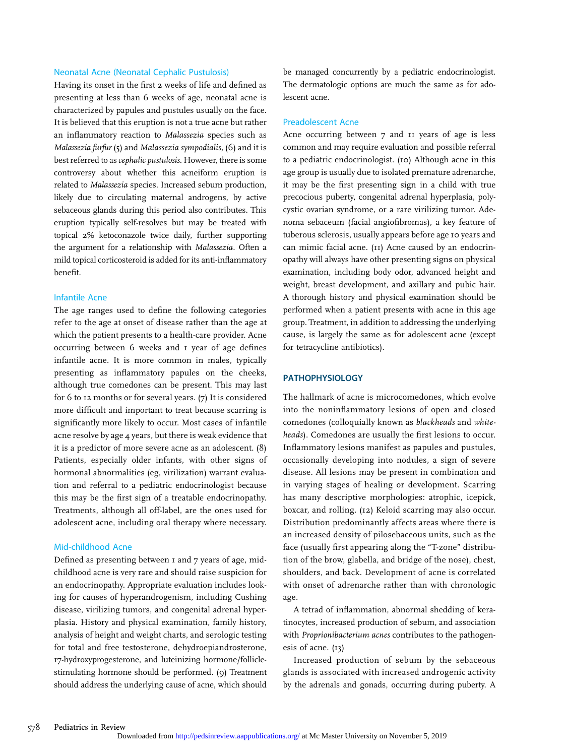### Neonatal Acne (Neonatal Cephalic Pustulosis)

Having its onset in the first 2 weeks of life and defined as presenting at less than 6 weeks of age, neonatal acne is characterized by papules and pustules usually on the face. It is believed that this eruption is not a true acne but rather an inflammatory reaction to *Malassezia* species such as *Malassezia furfur* (5) and *Malassezia sympodialis*, (6) and it is best referred to as *cephalic pustulosis*. However, there is some controversy about whether this acneiform eruption is related to *Malassezia* species. Increased sebum production, likely due to circulating maternal androgens, by active sebaceous glands during this period also contributes. This eruption typically self-resolves but may be treated with topical 2% ketoconazole twice daily, further supporting the argument for a relationship with *Malassezia*. Often a mild topical corticosteroid is added for its anti-inflammatory benefit.

### Infantile Acne

The age ranges used to define the following categories refer to the age at onset of disease rather than the age at which the patient presents to a health-care provider. Acne occurring between 6 weeks and 1 year of age defines infantile acne. It is more common in males, typically presenting as inflammatory papules on the cheeks, although true comedones can be present. This may last for 6 to 12 months or for several years. (7) It is considered more difficult and important to treat because scarring is significantly more likely to occur. Most cases of infantile acne resolve by age 4 years, but there is weak evidence that it is a predictor of more severe acne as an adolescent. (8) Patients, especially older infants, with other signs of hormonal abnormalities (eg, virilization) warrant evaluation and referral to a pediatric endocrinologist because this may be the first sign of a treatable endocrinopathy. Treatments, although all off-label, are the ones used for adolescent acne, including oral therapy where necessary.

### Mid-childhood Acne

Defined as presenting between 1 and 7 years of age, mid-childhood acne is very rare and should raise suspicion for an endocrinopathy. Appropriate evaluation includes looking for causes of hyperandrogenism, including Cushing disease, virilizing tumors, and congenital adrenal hyperplasia. History and physical examination, family history, analysis of height and weight charts, and serologic testing for total and free testosterone, dehydroepiandrosterone, 17-hydroxyprogesterone, and luteinizing hormone/follicle-stimulating hormone should be performed. (9) Treatment should address the underlying cause of acne, which should be managed concurrently by a pediatric endocrinologist. The dermatologic options are much the same as for adolescent acne.

### Preadolescent Acne

Acne occurring between 7 and 11 years of age is less common and may require evaluation and possible referral to a pediatric endocrinologist. (10) Although acne in this age group is usually due to isolated premature adrenarche, it may be the first presenting sign in a child with true precocious puberty, congenital adrenal hyperplasia, polycystic ovarian syndrome, or a rare virilizing tumor. Adenoma sebaceum (facial angiofibromas), a key feature of tuberous sclerosis, usually appears before age 10 years and can mimic facial acne. (11) Acne caused by an endocrinopathy will always have other presenting signs on physical examination, including body odor, advanced height and weight, breast development, and axillary and pubic hair. A thorough history and physical examination should be performed when a patient presents with acne in this age group. Treatment, in addition to addressing the underlying cause, is largely the same as for adolescent acne (except for tetracycline antibiotics).

## PATHOPHYSIOLOGY

The hallmark of acne is microcomedones, which evolve into the noninflammatory lesions of open and closed comedones (colloquially known as *blackheads* and *whiteheads*). Comedones are usually the first lesions to occur. Inflammatory lesions manifest as papules and pustules, occasionally developing into nodules, a sign of severe disease. All lesions may be present in combination and in varying stages of healing or development. Scarring has many descriptive morphologies: atrophic, icepick, boxcar, and rolling. (12) Keloid scarring may also occur. Distribution predominantly affects areas where there is an increased density of pilosebaceous units, such as the face (usually first appearing along the "T-zone" distribution of the brow, glabella, and bridge of the nose), chest, shoulders, and back. Development of acne is correlated with onset of adrenarche rather than with chronologic age.

A tetrad of inflammation, abnormal shedding of keratinocytes, increased production of sebum, and association with *Proprionibacterium acnes* contributes to the pathogenesis of acne. (13)

Increased production of sebum by the sebaceous glands is associated with increased androgenic activity by the adrenals and gonads, occurring during puberty. A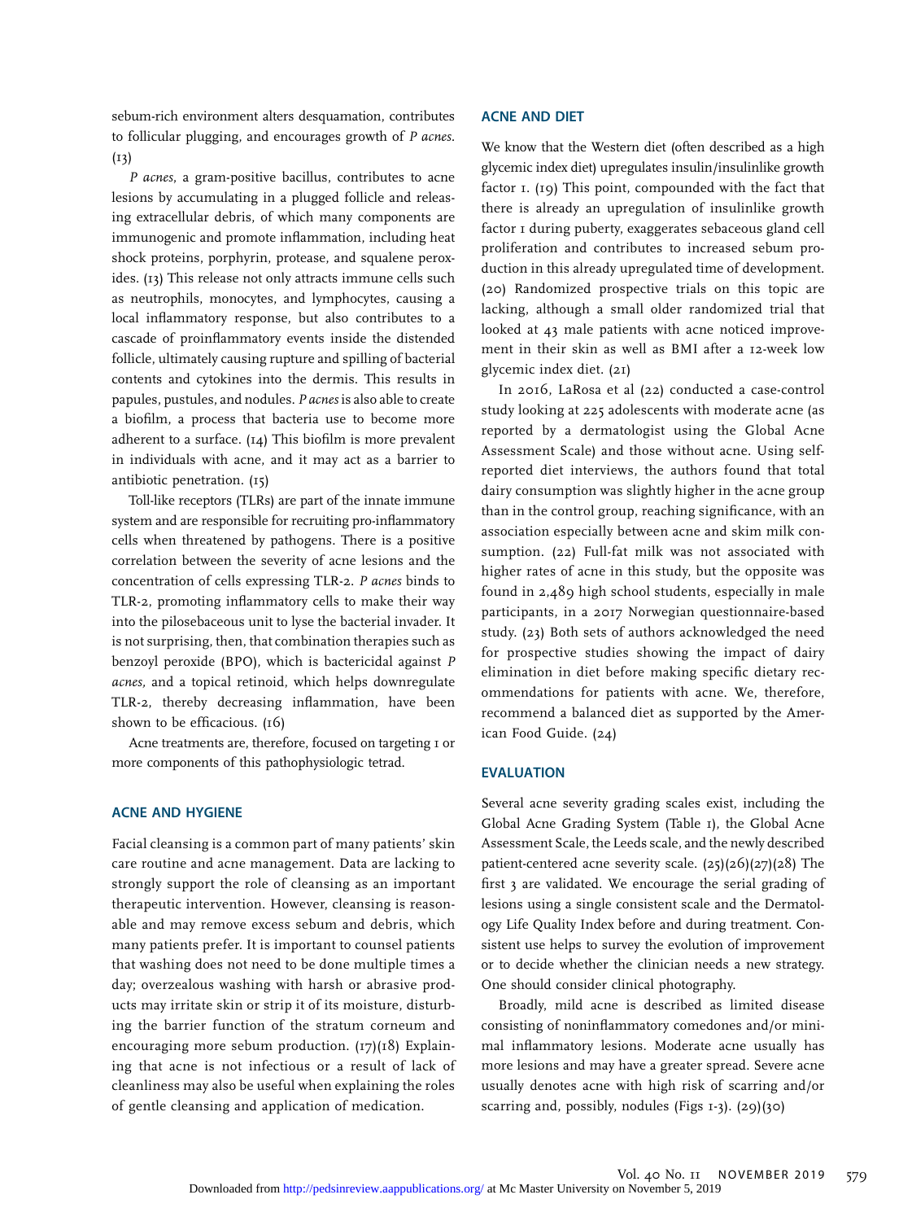sebum-rich environment alters desquamation, contributes to follicular plugging, and encourages growth of *P acnes*. (13)

*P acnes*, a gram-positive bacillus, contributes to acne lesions by accumulating in a plugged follicle and releasing extracellular debris, of which many components are immunogenic and promote inflammation, including heat shock proteins, porphyrin, protease, and squalene peroxides. (13) This release not only attracts immune cells such as neutrophils, monocytes, and lymphocytes, causing a local inflammatory response, but also contributes to a cascade of proinflammatory events inside the distended follicle, ultimately causing rupture and spilling of bacterial contents and cytokines into the dermis. This results in papules, pustules, and nodules. *P acnes* is also able to create a biofilm, a process that bacteria use to become more adherent to a surface. (14) This biofilm is more prevalent in individuals with acne, and it may act as a barrier to antibiotic penetration. (15)

Toll-like receptors (TLRs) are part of the innate immune system and are responsible for recruiting pro-inflammatory cells when threatened by pathogens. There is a positive correlation between the severity of acne lesions and the concentration of cells expressing TLR-2. *P acnes* binds to TLR-2, promoting inflammatory cells to make their way into the pilosebaceous unit to lyse the bacterial invader. It is not surprising, then, that combination therapies such as benzoyl peroxide (BPO), which is bactericidal against *P acnes,* and a topical retinoid, which helps downregulate TLR-2, thereby decreasing inflammation, have been shown to be efficacious. (16)

Acne treatments are, therefore, focused on targeting 1 or more components of this pathophysiologic tetrad.

## ACNE AND HYGIENE

Facial cleansing is a common part of many patients' skin care routine and acne management. Data are lacking to strongly support the role of cleansing as an important therapeutic intervention. However, cleansing is reasonable and may remove excess sebum and debris, which many patients prefer. It is important to counsel patients that washing does not need to be done multiple times a day; overzealous washing with harsh or abrasive products may irritate skin or strip it of its moisture, disturbing the barrier function of the stratum corneum and encouraging more sebum production. (17)(18) Explaining that acne is not infectious or a result of lack of cleanliness may also be useful when explaining the roles of gentle cleansing and application of medication.

## ACNE AND DIET

We know that the Western diet (often described as a high glycemic index diet) upregulates insulin/insulinlike growth factor 1. (19) This point, compounded with the fact that there is already an upregulation of insulinlike growth factor 1 during puberty, exaggerates sebaceous gland cell proliferation and contributes to increased sebum production in this already upregulated time of development. (20) Randomized prospective trials on this topic are lacking, although a small older randomized trial that looked at 43 male patients with acne noticed improvement in their skin as well as BMI after a 12-week low glycemic index diet. (21)

In 2016, LaRosa et al (22) conducted a case-control study looking at 225 adolescents with moderate acne (as reported by a dermatologist using the Global Acne Assessment Scale) and those without acne. Using self-reported diet interviews, the authors found that total dairy consumption was slightly higher in the acne group than in the control group, reaching significance, with an association especially between acne and skim milk consumption. (22) Full-fat milk was not associated with higher rates of acne in this study, but the opposite was found in 2,489 high school students, especially in male participants, in a 2017 Norwegian questionnaire-based study. (23) Both sets of authors acknowledged the need for prospective studies showing the impact of dairy elimination in diet before making specific dietary recommendations for patients with acne. We, therefore, recommend a balanced diet as supported by the American Food Guide. (24)

## EVALUATION

Several acne severity grading scales exist, including the Global Acne Grading System (Table 1), the Global Acne Assessment Scale, the Leeds scale, and the newly described patient-centered acne severity scale. (25)(26)(27)(28) The first 3 are validated. We encourage the serial grading of lesions using a single consistent scale and the Dermatology Life Quality Index before and during treatment. Consistent use helps to survey the evolution of improvement or to decide whether the clinician needs a new strategy. One should consider clinical photography.

Broadly, mild acne is described as limited disease consisting of noninflammatory comedones and/or minimal inflammatory lesions. Moderate acne usually has more lesions and may have a greater spread. Severe acne usually denotes acne with high risk of scarring and/or scarring and, possibly, nodules (Figs 1-3). (29)(30)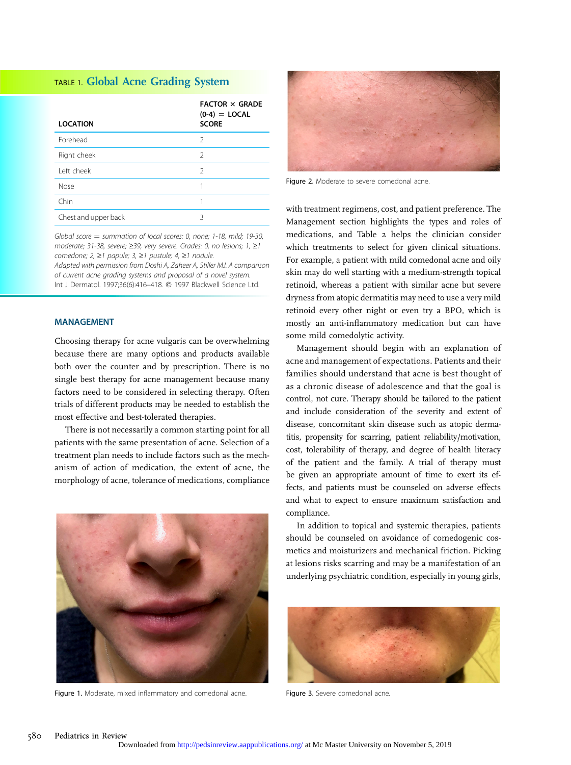TABLE 1. **Global Acne Grading System**

| LOCATION | FACTOR × GRADE (0-4) = LOCAL SCORE |
|---|---|
| Forehead | 2 |
| Right cheek | 2 |
| Left cheek | 2 |
| Nose | 1 |
| Chin | 1 |
| Chest and upper back | 3 |

*Global score = summation of local scores: 0, none; 1-18, mild; 19-30, moderate; 31-38, severe; ≥39, very severe. Grades: 0, no lesions; 1, ≥1 comedone; 2, ≥1 papule; 3, ≥1 pustule; 4, ≥1 nodule.*
*Adapted with permission from Doshi A, Zaheer A, Stiller MJ. A comparison of current acne grading systems and proposal of a novel system.* Int J Dermatol. 1997;36(6):416–418. © 1997 Blackwell Science Ltd.

Figure 2. Moderate to severe comedonal acne.

## MANAGEMENT

Choosing therapy for acne vulgaris can be overwhelming because there are many options and products available both over the counter and by prescription. There is no single best therapy for acne management because many factors need to be considered in selecting therapy. Often trials of different products may be needed to establish the most effective and best-tolerated therapies.

There is not necessarily a common starting point for all patients with the same presentation of acne. Selection of a treatment plan needs to include factors such as the mechanism of action of medication, the extent of acne, the morphology of acne, tolerance of medications, compliance with treatment regimens, cost, and patient preference. The Management section highlights the types and roles of medications, and Table 2 helps the clinician consider which treatments to select for given clinical situations. For example, a patient with mild comedonal acne and oily skin may do well starting with a medium-strength topical retinoid, whereas a patient with similar acne but severe dryness from atopic dermatitis may need to use a very mild retinoid every other night or even try a BPO, which is mostly an anti-inflammatory medication but can have some mild comedolytic activity.

Management should begin with an explanation of acne and management of expectations. Patients and their families should understand that acne is best thought of as a chronic disease of adolescence and that the goal is control, not cure. Therapy should be tailored to the patient and include consideration of the severity and extent of disease, concomitant skin disease such as atopic dermatitis, propensity for scarring, patient reliability/motivation, cost, tolerability of therapy, and degree of health literacy of the patient and the family. A trial of therapy must be given an appropriate amount of time to exert its effects, and patients must be counseled on adverse effects and what to expect to ensure maximum satisfaction and compliance.

In addition to topical and systemic therapies, patients should be counseled on avoidance of comedogenic cosmetics and moisturizers and mechanical friction. Picking at lesions risks scarring and may be a manifestation of an underlying psychiatric condition, especially in young girls,

Figure 1. Moderate, mixed inflammatory and comedonal acne.

Figure 3. Severe comedonal acne.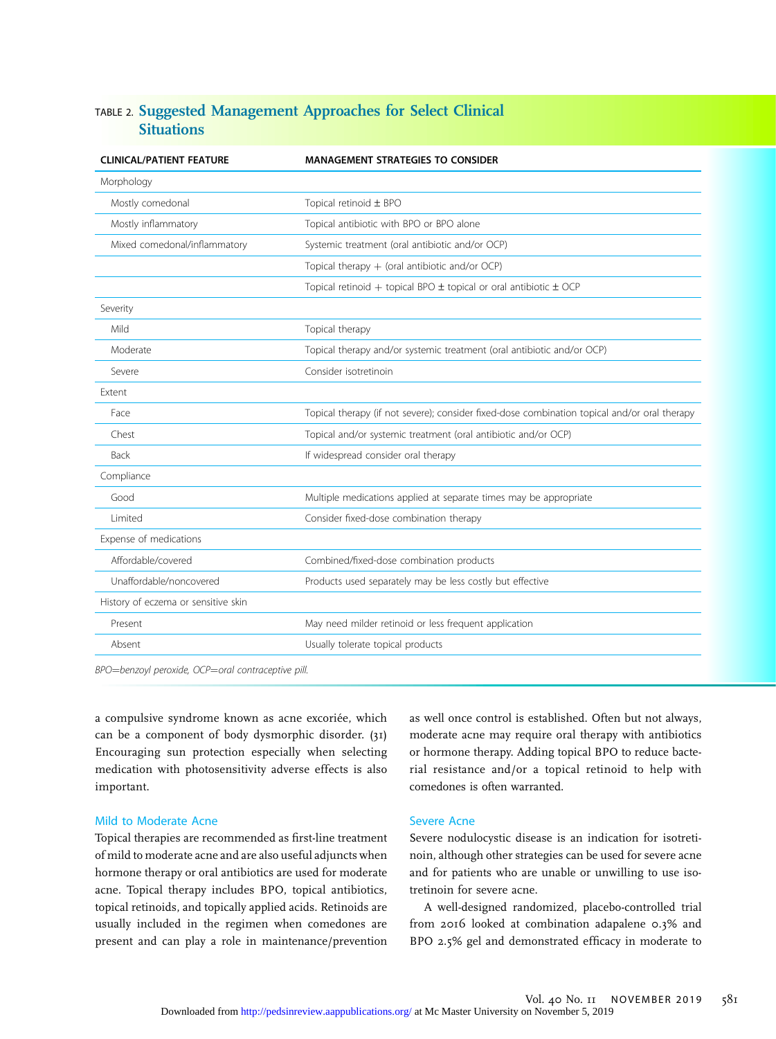TABLE 2. **Suggested Management Approaches for Select Clinical Situations**

| CLINICAL/PATIENT FEATURE | MANAGEMENT STRATEGIES TO CONSIDER |
|---|---|
| Morphology | |
| Mostly comedonal | Topical retinoid ± BPO |
| Mostly inflammatory | Topical antibiotic with BPO or BPO alone |
| Mixed comedonal/inflammatory | Systemic treatment (oral antibiotic and/or OCP) |
| | Topical therapy + (oral antibiotic and/or OCP) |
| | Topical retinoid + topical BPO ± topical or oral antibiotic ± OCP |
| Severity | |
| Mild | Topical therapy |
| Moderate | Topical therapy and/or systemic treatment (oral antibiotic and/or OCP) |
| Severe | Consider isotretinoin |
| Extent | |
| Face | Topical therapy (if not severe); consider fixed-dose combination topical and/or oral therapy |
| Chest | Topical and/or systemic treatment (oral antibiotic and/or OCP) |
| Back | If widespread consider oral therapy |
| Compliance | |
| Good | Multiple medications applied at separate times may be appropriate |
| Limited | Consider fixed-dose combination therapy |
| Expense of medications | |
| Affordable/covered | Combined/fixed-dose combination products |
| Unaffordable/noncovered | Products used separately may be less costly but effective |
| History of eczema or sensitive skin | |
| Present | May need milder retinoid or less frequent application |
| Absent | Usually tolerate topical products |

*BPO=benzoyl peroxide, OCP=oral contraceptive pill.*

a compulsive syndrome known as acne excoriée, which can be a component of body dysmorphic disorder. (31) Encouraging sun protection especially when selecting medication with photosensitivity adverse effects is also important.

### Mild to Moderate Acne

Topical therapies are recommended as first-line treatment of mild to moderate acne and are also useful adjuncts when hormone therapy or oral antibiotics are used for moderate acne. Topical therapy includes BPO, topical antibiotics, topical retinoids, and topically applied acids. Retinoids are usually included in the regimen when comedones are present and can play a role in maintenance/prevention as well once control is established. Often but not always, moderate acne may require oral therapy with antibiotics or hormone therapy. Adding topical BPO to reduce bacterial resistance and/or a topical retinoid to help with comedones is often warranted.

### Severe Acne

Severe nodulocystic disease is an indication for isotretinoin, although other strategies can be used for severe acne and for patients who are unable or unwilling to use isotretinoin for severe acne.

A well-designed randomized, placebo-controlled trial from 2016 looked at combination adapalene 0.3% and BPO 2.5% gel and demonstrated efficacy in moderate to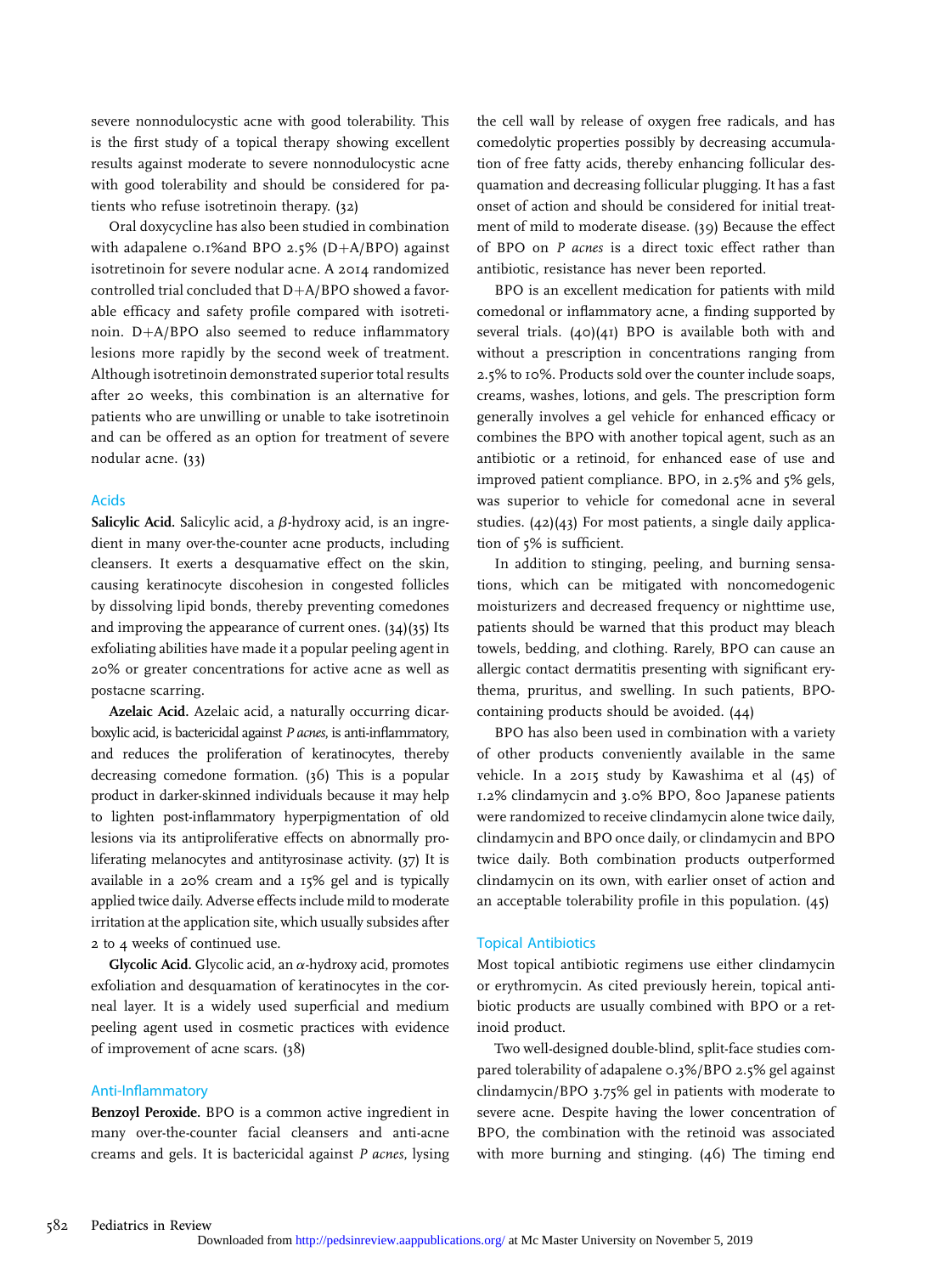severe nonnodulocystic acne with good tolerability. This is the first study of a topical therapy showing excellent results against moderate to severe nonnodulocystic acne with good tolerability and should be considered for patients who refuse isotretinoin therapy. (32)

Oral doxycycline has also been studied in combination with adapalene 0.1%and BPO 2.5% (D+A/BPO) against isotretinoin for severe nodular acne. A 2014 randomized controlled trial concluded that D+A/BPO showed a favorable efficacy and safety profile compared with isotretinoin. D+A/BPO also seemed to reduce inflammatory lesions more rapidly by the second week of treatment. Although isotretinoin demonstrated superior total results after 20 weeks, this combination is an alternative for patients who are unwilling or unable to take isotretinoin and can be offered as an option for treatment of severe nodular acne. (33)

### Acids

**Salicylic Acid.** Salicylic acid, a $\beta$-hydroxy acid, is an ingredient in many over-the-counter acne products, including cleansers. It exerts a desquamative effect on the skin, causing keratinocyte discohesion in congested follicles by dissolving lipid bonds, thereby preventing comedones and improving the appearance of current ones. (34)(35) Its exfoliating abilities have made it a popular peeling agent in 20% or greater concentrations for active acne as well as postacne scarring.

**Azelaic Acid.** Azelaic acid, a naturally occurring dicarboxylic acid, is bactericidal against *P acnes*, is anti-inflammatory, and reduces the proliferation of keratinocytes, thereby decreasing comedone formation. (36) This is a popular product in darker-skinned individuals because it may help to lighten post-inflammatory hyperpigmentation of old lesions via its antiproliferative effects on abnormally proliferating melanocytes and antityrosinase activity. (37) It is available in a 20% cream and a 15% gel and is typically applied twice daily. Adverse effects include mild to moderate irritation at the application site, which usually subsides after 2 to 4 weeks of continued use.

**Glycolic Acid.** Glycolic acid, an $\alpha$-hydroxy acid, promotes exfoliation and desquamation of keratinocytes in the corneal layer. It is a widely used superficial and medium peeling agent used in cosmetic practices with evidence of improvement of acne scars. (38)

### Anti-Inflammatory

**Benzoyl Peroxide.** BPO is a common active ingredient in many over-the-counter facial cleansers and anti-acne creams and gels. It is bactericidal against *P acnes*, lysing the cell wall by release of oxygen free radicals, and has comedolytic properties possibly by decreasing accumulation of free fatty acids, thereby enhancing follicular desquamation and decreasing follicular plugging. It has a fast onset of action and should be considered for initial treatment of mild to moderate disease. (39) Because the effect of BPO on *P acnes* is a direct toxic effect rather than antibiotic, resistance has never been reported.

BPO is an excellent medication for patients with mild comedonal or inflammatory acne, a finding supported by several trials. (40)(41) BPO is available both with and without a prescription in concentrations ranging from 2.5% to 10%. Products sold over the counter include soaps, creams, washes, lotions, and gels. The prescription form generally involves a gel vehicle for enhanced efficacy or combines the BPO with another topical agent, such as an antibiotic or a retinoid, for enhanced ease of use and improved patient compliance. BPO, in 2.5% and 5% gels, was superior to vehicle for comedonal acne in several studies. (42)(43) For most patients, a single daily application of 5% is sufficient.

In addition to stinging, peeling, and burning sensations, which can be mitigated with noncomedogenic moisturizers and decreased frequency or nighttime use, patients should be warned that this product may bleach towels, bedding, and clothing. Rarely, BPO can cause an allergic contact dermatitis presenting with significant erythema, pruritus, and swelling. In such patients, BPO-containing products should be avoided. (44)

BPO has also been used in combination with a variety of other products conveniently available in the same vehicle. In a 2015 study by Kawashima et al (45) of 1.2% clindamycin and 3.0% BPO, 800 Japanese patients were randomized to receive clindamycin alone twice daily, clindamycin and BPO once daily, or clindamycin and BPO twice daily. Both combination products outperformed clindamycin on its own, with earlier onset of action and an acceptable tolerability profile in this population. (45)

### Topical Antibiotics

Most topical antibiotic regimens use either clindamycin or erythromycin. As cited previously herein, topical antibiotic products are usually combined with BPO or a retinoid product.

Two well-designed double-blind, split-face studies compared tolerability of adapalene 0.3%/BPO 2.5% gel against clindamycin/BPO 3.75% gel in patients with moderate to severe acne. Despite having the lower concentration of BPO, the combination with the retinoid was associated with more burning and stinging. (46) The timing end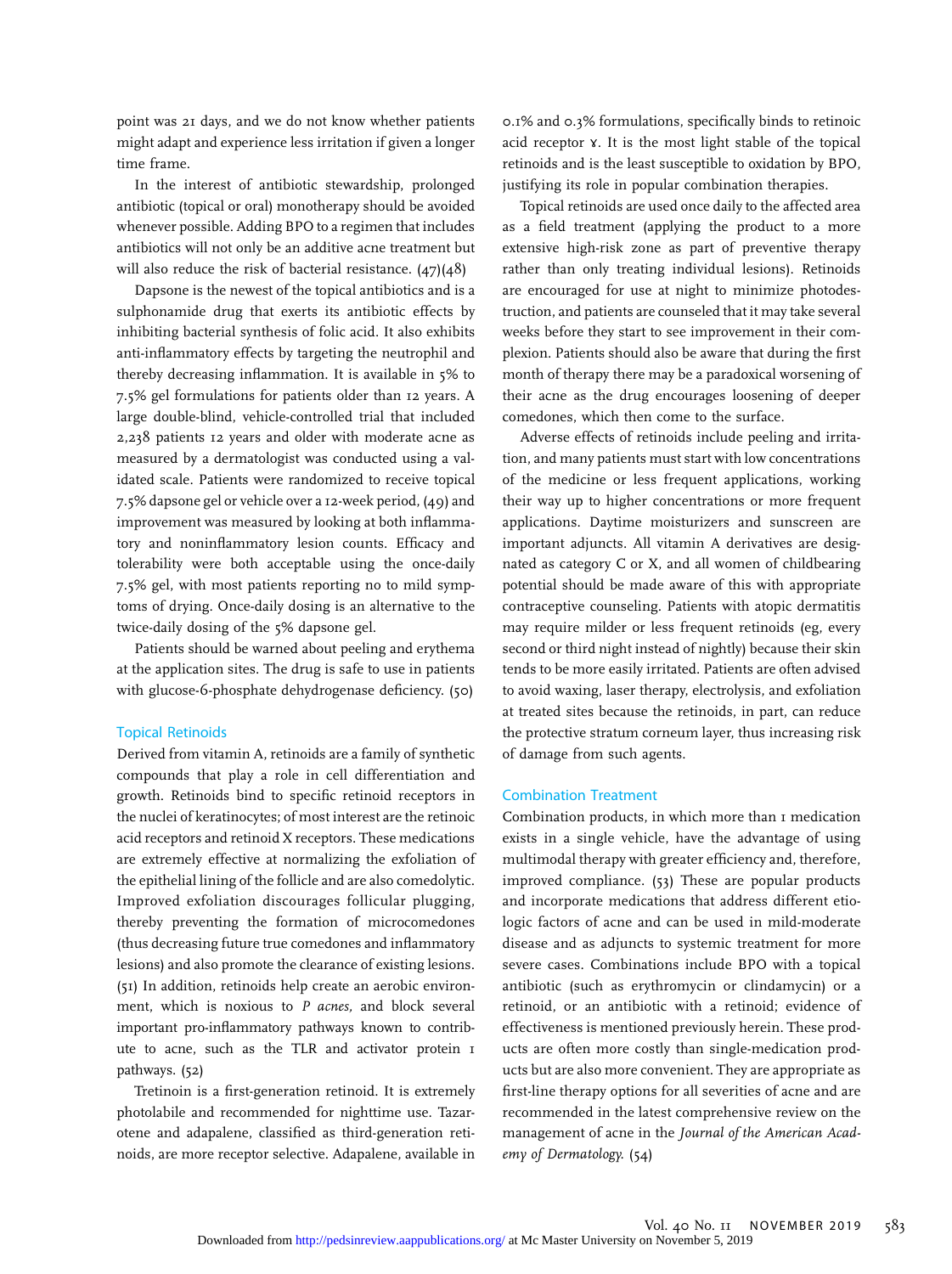point was 21 days, and we do not know whether patients might adapt and experience less irritation if given a longer time frame.

In the interest of antibiotic stewardship, prolonged antibiotic (topical or oral) monotherapy should be avoided whenever possible. Adding BPO to a regimen that includes antibiotics will not only be an additive acne treatment but will also reduce the risk of bacterial resistance. (47)(48)

Dapsone is the newest of the topical antibiotics and is a sulphonamide drug that exerts its antibiotic effects by inhibiting bacterial synthesis of folic acid. It also exhibits anti-inflammatory effects by targeting the neutrophil and thereby decreasing inflammation. It is available in 5% to 7.5% gel formulations for patients older than 12 years. A large double-blind, vehicle-controlled trial that included 2,238 patients 12 years and older with moderate acne as measured by a dermatologist was conducted using a validated scale. Patients were randomized to receive topical 7.5% dapsone gel or vehicle over a 12-week period, (49) and improvement was measured by looking at both inflammatory and noninflammatory lesion counts. Efficacy and tolerability were both acceptable using the once-daily 7.5% gel, with most patients reporting no to mild symptoms of drying. Once-daily dosing is an alternative to the twice-daily dosing of the 5% dapsone gel.

Patients should be warned about peeling and erythema at the application sites. The drug is safe to use in patients with glucose-6-phosphate dehydrogenase deficiency. (50)

### Topical Retinoids

Derived from vitamin A, retinoids are a family of synthetic compounds that play a role in cell differentiation and growth. Retinoids bind to specific retinoid receptors in the nuclei of keratinocytes; of most interest are the retinoic acid receptors and retinoid X receptors. These medications are extremely effective at normalizing the exfoliation of the epithelial lining of the follicle and are also comedolytic. Improved exfoliation discourages follicular plugging, thereby preventing the formation of microcomedones (thus decreasing future true comedones and inflammatory lesions) and also promote the clearance of existing lesions. (51) In addition, retinoids help create an aerobic environment, which is noxious to *P acnes*, and block several important pro-inflammatory pathways known to contribute to acne, such as the TLR and activator protein 1 pathways. (52)

Tretinoin is a first-generation retinoid. It is extremely photolabile and recommended for nighttime use. Tazarotene and adapalene, classified as third-generation retinoids, are more receptor selective. Adapalene, available in 0.1% and 0.3% formulations, specifically binds to retinoic acid receptor ɣ. It is the most light stable of the topical retinoids and is the least susceptible to oxidation by BPO, justifying its role in popular combination therapies.

Topical retinoids are used once daily to the affected area as a field treatment (applying the product to a more extensive high-risk zone as part of preventive therapy rather than only treating individual lesions). Retinoids are encouraged for use at night to minimize photodestruction, and patients are counseled that it may take several weeks before they start to see improvement in their complexion. Patients should also be aware that during the first month of therapy there may be a paradoxical worsening of their acne as the drug encourages loosening of deeper comedones, which then come to the surface.

Adverse effects of retinoids include peeling and irritation, and many patients must start with low concentrations of the medicine or less frequent applications, working their way up to higher concentrations or more frequent applications. Daytime moisturizers and sunscreen are important adjuncts. All vitamin A derivatives are designated as category C or X, and all women of childbearing potential should be made aware of this with appropriate contraceptive counseling. Patients with atopic dermatitis may require milder or less frequent retinoids (eg, every second or third night instead of nightly) because their skin tends to be more easily irritated. Patients are often advised to avoid waxing, laser therapy, electrolysis, and exfoliation at treated sites because the retinoids, in part, can reduce the protective stratum corneum layer, thus increasing risk of damage from such agents.

### Combination Treatment

Combination products, in which more than 1 medication exists in a single vehicle, have the advantage of using multimodal therapy with greater efficiency and, therefore, improved compliance. (53) These are popular products and incorporate medications that address different etiologic factors of acne and can be used in mild-moderate disease and as adjuncts to systemic treatment for more severe cases. Combinations include BPO with a topical antibiotic (such as erythromycin or clindamycin) or a retinoid, or an antibiotic with a retinoid; evidence of effectiveness is mentioned previously herein. These products are often more costly than single-medication products but are also more convenient. They are appropriate as first-line therapy options for all severities of acne and are recommended in the latest comprehensive review on the management of acne in the *Journal of the American Academy of Dermatology*. (54)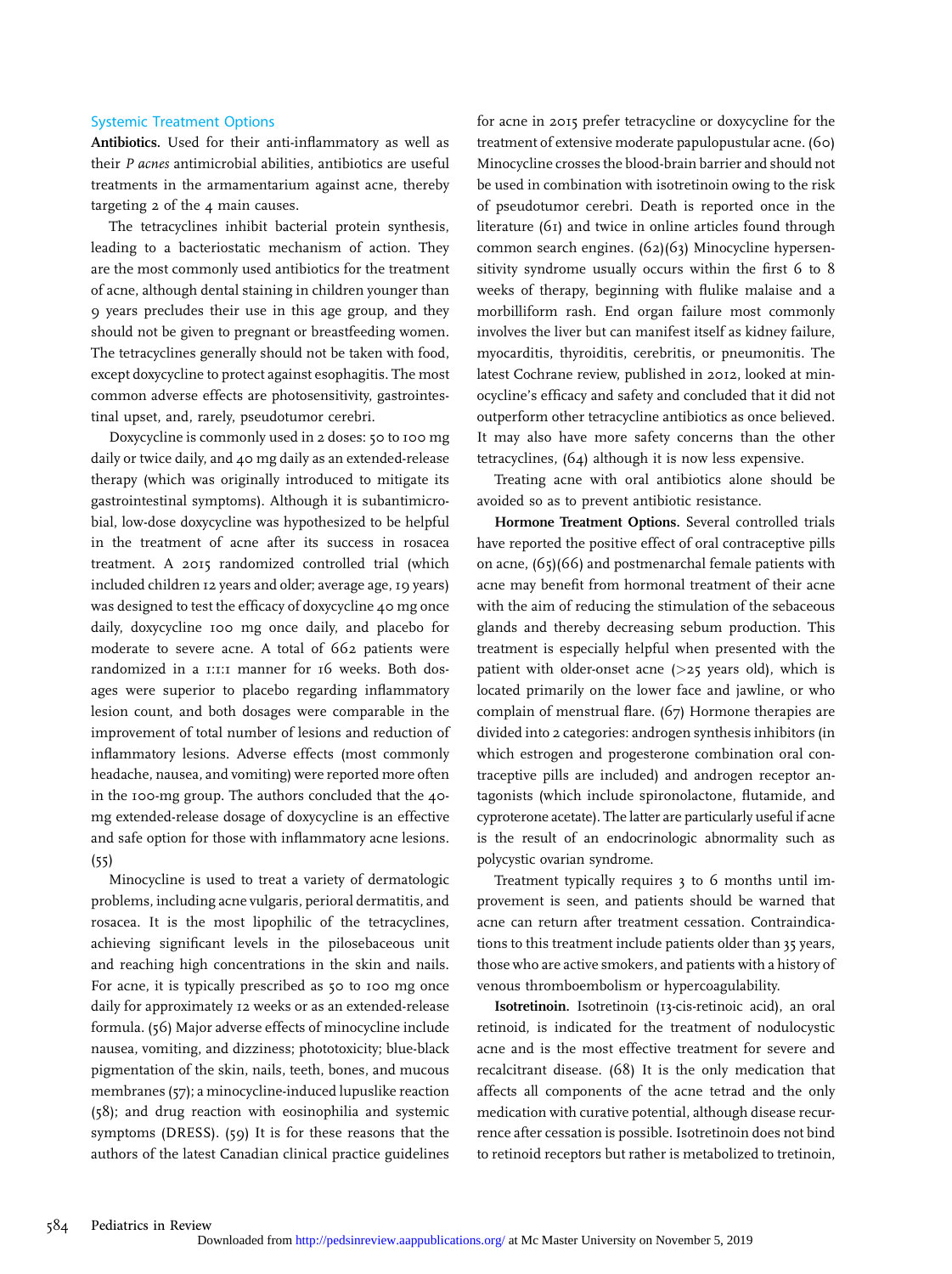## Systemic Treatment Options

**Antibiotics.** Used for their anti-inflammatory as well as their *P acnes* antimicrobial abilities, antibiotics are useful treatments in the armamentarium against acne, thereby targeting 2 of the 4 main causes.

The tetracyclines inhibit bacterial protein synthesis, leading to a bacteriostatic mechanism of action. They are the most commonly used antibiotics for the treatment of acne, although dental staining in children younger than 9 years precludes their use in this age group, and they should not be given to pregnant or breastfeeding women. The tetracyclines generally should not be taken with food, except doxycycline to protect against esophagitis. The most common adverse effects are photosensitivity, gastrointestinal upset, and, rarely, pseudotumor cerebri.

Doxycycline is commonly used in 2 doses: 50 to 100 mg daily or twice daily, and 40 mg daily as an extended-release therapy (which was originally introduced to mitigate its gastrointestinal symptoms). Although it is subantimicrobial, low-dose doxycycline was hypothesized to be helpful in the treatment of acne after its success in rosacea treatment. A 2015 randomized controlled trial (which included children 12 years and older; average age, 19 years) was designed to test the efficacy of doxycycline 40 mg once daily, doxycycline 100 mg once daily, and placebo for moderate to severe acne. A total of 662 patients were randomized in a 1:1:1 manner for 16 weeks. Both dosages were superior to placebo regarding inflammatory lesion count, and both dosages were comparable in the improvement of total number of lesions and reduction of inflammatory lesions. Adverse effects (most commonly headache, nausea, and vomiting) were reported more often in the 100-mg group. The authors concluded that the 40-mg extended-release dosage of doxycycline is an effective and safe option for those with inflammatory acne lesions. (55)

Minocycline is used to treat a variety of dermatologic problems, including acne vulgaris, perioral dermatitis, and rosacea. It is the most lipophilic of the tetracyclines, achieving significant levels in the pilosebaceous unit and reaching high concentrations in the skin and nails. For acne, it is typically prescribed as 50 to 100 mg once daily for approximately 12 weeks or as an extended-release formula. (56) Major adverse effects of minocycline include nausea, vomiting, and dizziness; phototoxicity; blue-black pigmentation of the skin, nails, teeth, bones, and mucous membranes (57); a minocycline-induced lupuslike reaction (58); and drug reaction with eosinophilia and systemic symptoms (DRESS). (59) It is for these reasons that the authors of the latest Canadian clinical practice guidelines for acne in 2015 prefer tetracycline or doxycycline for the treatment of extensive moderate papulopustular acne. (60) Minocycline crosses the blood-brain barrier and should not be used in combination with isotretinoin owing to the risk of pseudotumor cerebri. Death is reported once in the literature (61) and twice in online articles found through common search engines. (62)(63) Minocycline hypersensitivity syndrome usually occurs within the first 6 to 8 weeks of therapy, beginning with flulike malaise and a morbilliform rash. End organ failure most commonly involves the liver but can manifest itself as kidney failure, myocarditis, thyroiditis, cerebritis, or pneumonitis. The latest Cochrane review, published in 2012, looked at minocycline's efficacy and safety and concluded that it did not outperform other tetracycline antibiotics as once believed. It may also have more safety concerns than the other tetracyclines, (64) although it is now less expensive.

Treating acne with oral antibiotics alone should be avoided so as to prevent antibiotic resistance.

**Hormone Treatment Options.** Several controlled trials have reported the positive effect of oral contraceptive pills on acne, (65)(66) and postmenarchal female patients with acne may benefit from hormonal treatment of their acne with the aim of reducing the stimulation of the sebaceous glands and thereby decreasing sebum production. This treatment is especially helpful when presented with the patient with older-onset acne (>25 years old), which is located primarily on the lower face and jawline, or who complain of menstrual flare. (67) Hormone therapies are divided into 2 categories: androgen synthesis inhibitors (in which estrogen and progesterone combination oral contraceptive pills are included) and androgen receptor antagonists (which include spironolactone, flutamide, and cyproterone acetate). The latter are particularly useful if acne is the result of an endocrinologic abnormality such as polycystic ovarian syndrome.

Treatment typically requires 3 to 6 months until improvement is seen, and patients should be warned that acne can return after treatment cessation. Contraindications to this treatment include patients older than 35 years, those who are active smokers, and patients with a history of venous thromboembolism or hypercoagulability.

**Isotretinoin.** Isotretinoin (13-cis-retinoic acid), an oral retinoid, is indicated for the treatment of nodulocystic acne and is the most effective treatment for severe and recalcitrant disease. (68) It is the only medication that affects all components of the acne tetrad and the only medication with curative potential, although disease recurrence after cessation is possible. Isotretinoin does not bind to retinoid receptors but rather is metabolized to tretinoin,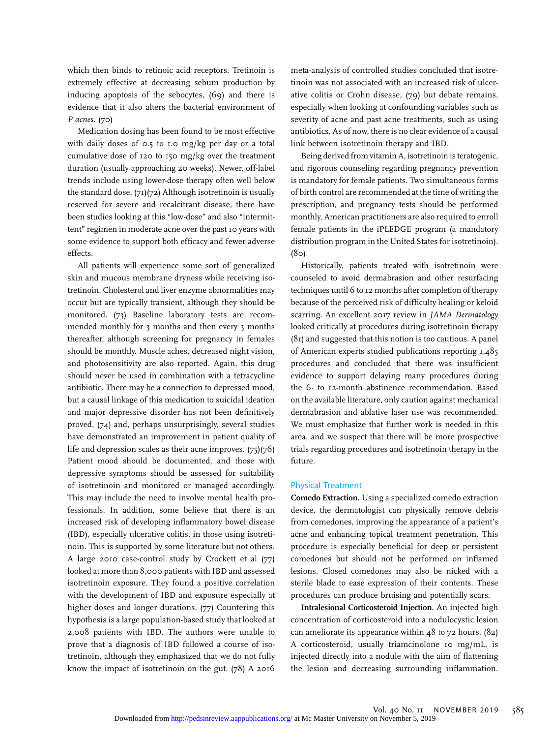which then binds to retinoic acid receptors. Tretinoin is extremely effective at decreasing sebum production by inducing apoptosis of the sebocytes, (69) and there is evidence that it also alters the bacterial environment of *P acnes*. (70)

Medication dosing has been found to be most effective with daily doses of 0.5 to 1.0 mg/kg per day or a total cumulative dose of 120 to 150 mg/kg over the treatment duration (usually approaching 20 weeks). Newer, off-label trends include using lower-dose therapy often well below the standard dose. (71)(72) Although isotretinoin is usually reserved for severe and recalcitrant disease, there have been studies looking at this "low-dose" and also "intermittent" regimen in moderate acne over the past 10 years with some evidence to support both efficacy and fewer adverse effects.

All patients will experience some sort of generalized skin and mucous membrane dryness while receiving isotretinoin. Cholesterol and liver enzyme abnormalities may occur but are typically transient, although they should be monitored. (73) Baseline laboratory tests are recommended monthly for 3 months and then every 3 months thereafter, although screening for pregnancy in females should be monthly. Muscle aches, decreased night vision, and photosensitivity are also reported. Again, this drug should never be used in combination with a tetracycline antibiotic. There may be a connection to depressed mood, but a causal linkage of this medication to suicidal ideation and major depressive disorder has not been definitively proved, (74) and, perhaps unsurprisingly, several studies have demonstrated an improvement in patient quality of life and depression scales as their acne improves. (75)(76) Patient mood should be documented, and those with depressive symptoms should be assessed for suitability of isotretinoin and monitored or managed accordingly. This may include the need to involve mental health professionals. In addition, some believe that there is an increased risk of developing inflammatory bowel disease (IBD), especially ulcerative colitis, in those using isotretinoin. This is supported by some literature but not others. A large 2010 case-control study by Crockett et al (77) looked at more than 8,000 patients with IBD and assessed isotretinoin exposure. They found a positive correlation with the development of IBD and exposure especially at higher doses and longer durations. (77) Countering this hypothesis is a large population-based study that looked at 2,008 patients with IBD. The authors were unable to prove that a diagnosis of IBD followed a course of isotretinoin, although they emphasized that we do not fully know the impact of isotretinoin on the gut. (78) A 2016 meta-analysis of controlled studies concluded that isotretinoin was not associated with an increased risk of ulcerative colitis or Crohn disease, (79) but debate remains, especially when looking at confounding variables such as severity of acne and past acne treatments, such as using antibiotics. As of now, there is no clear evidence of a causal link between isotretinoin therapy and IBD.

Being derived from vitamin A, isotretinoin is teratogenic, and rigorous counseling regarding pregnancy prevention is mandatory for female patients. Two simultaneous forms of birth control are recommended at the time of writing the prescription, and pregnancy tests should be performed monthly. American practitioners are also required to enroll female patients in the iPLEDGE program (a mandatory distribution program in the United States for isotretinoin). (80)

Historically, patients treated with isotretinoin were counseled to avoid dermabrasion and other resurfacing techniques until 6 to 12 months after completion of therapy because of the perceived risk of difficulty healing or keloid scarring. An excellent 2017 review in *JAMA Dermatology* looked critically at procedures during isotretinoin therapy (81) and suggested that this notion is too cautious. A panel of American experts studied publications reporting 1,485 procedures and concluded that there was insufficient evidence to support delaying many procedures during the 6- to 12-month abstinence recommendation. Based on the available literature, only caution against mechanical dermabrasion and ablative laser use was recommended. We must emphasize that further work is needed in this area, and we suspect that there will be more prospective trials regarding procedures and isotretinoin therapy in the future.

## Physical Treatment

**Comedo Extraction.** Using a specialized comedo extraction device, the dermatologist can physically remove debris from comedones, improving the appearance of a patient's acne and enhancing topical treatment penetration. This procedure is especially beneficial for deep or persistent comedones but should not be performed on inflamed lesions. Closed comedones may also be nicked with a sterile blade to ease expression of their contents. These procedures can produce bruising and potentially scars.

**Intralesional Corticosteroid Injection.** An injected high concentration of corticosteroid into a nodulocystic lesion can ameliorate its appearance within 48 to 72 hours. (82) A corticosteroid, usually triamcinolone 10 mg/mL, is injected directly into a nodule with the aim of flattening the lesion and decreasing surrounding inflammation.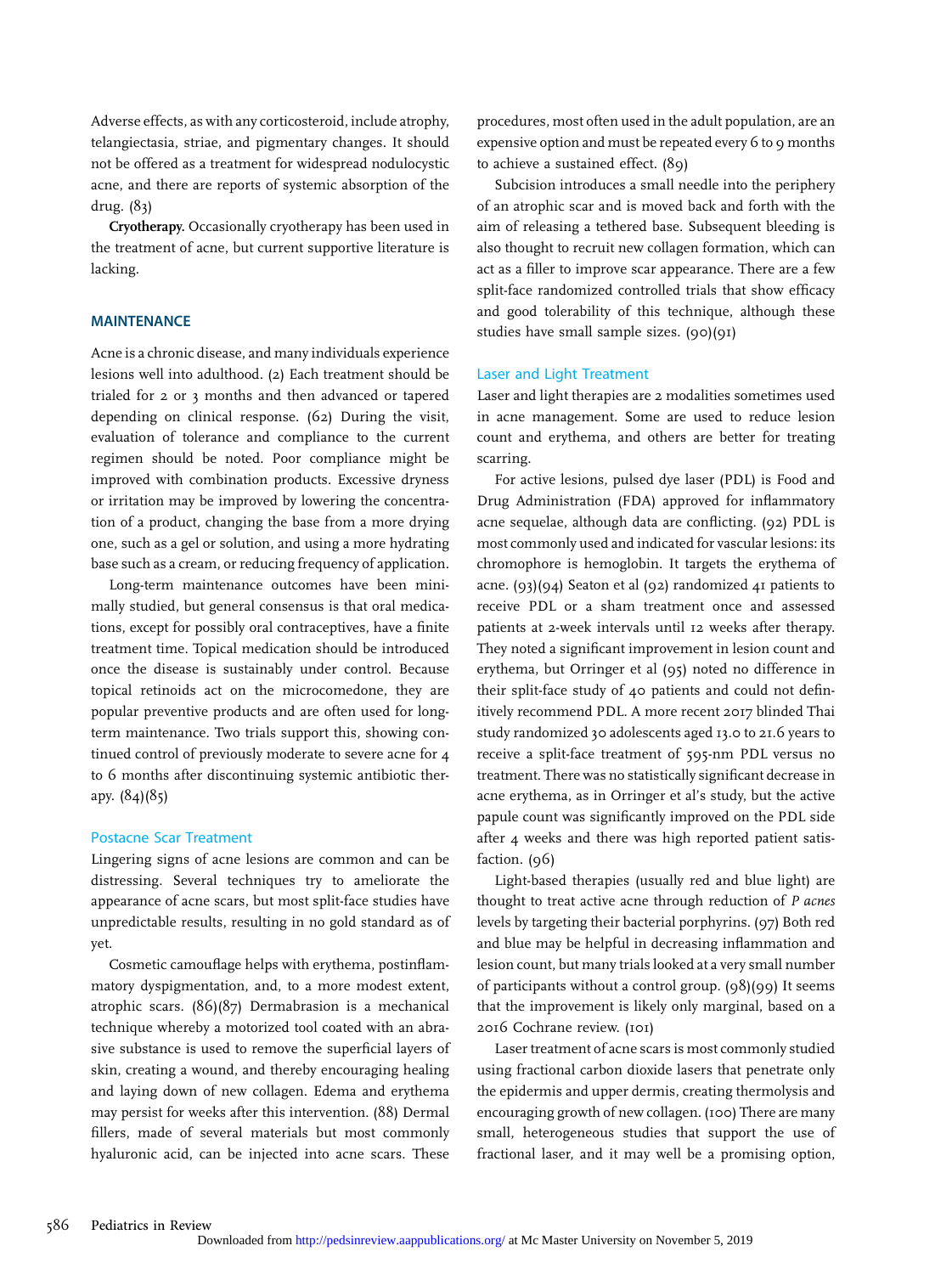Adverse effects, as with any corticosteroid, include atrophy, telangiectasia, striae, and pigmentary changes. It should not be offered as a treatment for widespread nodulocystic acne, and there are reports of systemic absorption of the drug. (83)

**Cryotherapy.** Occasionally cryotherapy has been used in the treatment of acne, but current supportive literature is lacking.

## MAINTENANCE

Acne is a chronic disease, and many individuals experience lesions well into adulthood. (2) Each treatment should be trialed for 2 or 3 months and then advanced or tapered depending on clinical response. (62) During the visit, evaluation of tolerance and compliance to the current regimen should be noted. Poor compliance might be improved with combination products. Excessive dryness or irritation may be improved by lowering the concentration of a product, changing the base from a more drying one, such as a gel or solution, and using a more hydrating base such as a cream, or reducing frequency of application.

Long-term maintenance outcomes have been minimally studied, but general consensus is that oral medications, except for possibly oral contraceptives, have a finite treatment time. Topical medication should be introduced once the disease is sustainably under control. Because topical retinoids act on the microcomedone, they are popular preventive products and are often used for long-term maintenance. Two trials support this, showing continued control of previously moderate to severe acne for 4 to 6 months after discontinuing systemic antibiotic therapy. (84)(85)

### Postacne Scar Treatment

Lingering signs of acne lesions are common and can be distressing. Several techniques try to ameliorate the appearance of acne scars, but most split-face studies have unpredictable results, resulting in no gold standard as of yet.

Cosmetic camouflage helps with erythema, postinflammatory dyspigmentation, and, to a more modest extent, atrophic scars. (86)(87) Dermabrasion is a mechanical technique whereby a motorized tool coated with an abrasive substance is used to remove the superficial layers of skin, creating a wound, and thereby encouraging healing and laying down of new collagen. Edema and erythema may persist for weeks after this intervention. (88) Dermal fillers, made of several materials but most commonly hyaluronic acid, can be injected into acne scars. These procedures, most often used in the adult population, are an expensive option and must be repeated every 6 to 9 months to achieve a sustained effect. (89)

Subcision introduces a small needle into the periphery of an atrophic scar and is moved back and forth with the aim of releasing a tethered base. Subsequent bleeding is also thought to recruit new collagen formation, which can act as a filler to improve scar appearance. There are a few split-face randomized controlled trials that show efficacy and good tolerability of this technique, although these studies have small sample sizes. (90)(91)

### Laser and Light Treatment

Laser and light therapies are 2 modalities sometimes used in acne management. Some are used to reduce lesion count and erythema, and others are better for treating scarring.

For active lesions, pulsed dye laser (PDL) is Food and Drug Administration (FDA) approved for inflammatory acne sequelae, although data are conflicting. (92) PDL is most commonly used and indicated for vascular lesions: its chromophore is hemoglobin. It targets the erythema of acne. (93)(94) Seaton et al (92) randomized 41 patients to receive PDL or a sham treatment once and assessed patients at 2-week intervals until 12 weeks after therapy. They noted a significant improvement in lesion count and erythema, but Orringer et al (95) noted no difference in their split-face study of 40 patients and could not definitively recommend PDL. A more recent 2017 blinded Thai study randomized 30 adolescents aged 13.0 to 21.6 years to receive a split-face treatment of 595-nm PDL versus no treatment. There was no statistically significant decrease in acne erythema, as in Orringer et al's study, but the active papule count was significantly improved on the PDL side after 4 weeks and there was high reported patient satisfaction. (96)

Light-based therapies (usually red and blue light) are thought to treat active acne through reduction of *P acnes* levels by targeting their bacterial porphyrins. (97) Both red and blue may be helpful in decreasing inflammation and lesion count, but many trials looked at a very small number of participants without a control group. (98)(99) It seems that the improvement is likely only marginal, based on a 2016 Cochrane review. (101)

Laser treatment of acne scars is most commonly studied using fractional carbon dioxide lasers that penetrate only the epidermis and upper dermis, creating thermolysis and encouraging growth of new collagen. (100) There are many small, heterogeneous studies that support the use of fractional laser, and it may well be a promising option,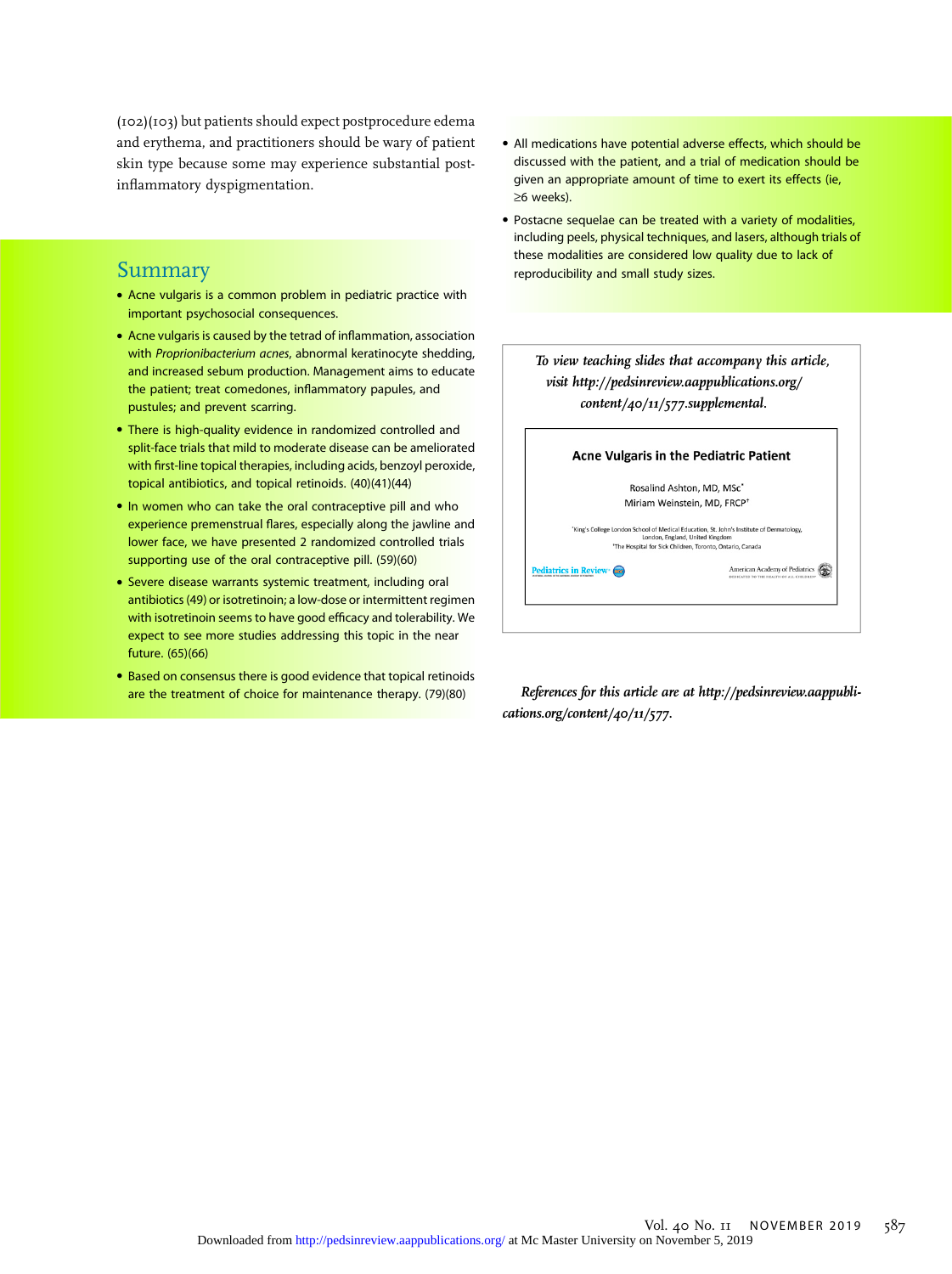(102)(103) but patients should expect postprocedure edema and erythema, and practitioners should be wary of patient skin type because some may experience substantial postinflammatory dyspigmentation.

## Summary

- Acne vulgaris is a common problem in pediatric practice with important psychosocial consequences.
- Acne vulgaris is caused by the tetrad of inflammation, association with *Proprionibacterium acnes*, abnormal keratinocyte shedding, and increased sebum production. Management aims to educate the patient; treat comedones, inflammatory papules, and pustules; and prevent scarring.
- There is high-quality evidence in randomized controlled and split-face trials that mild to moderate disease can be ameliorated with first-line topical therapies, including acids, benzoyl peroxide, topical antibiotics, and topical retinoids. (40)(41)(44)
- In women who can take the oral contraceptive pill and who experience premenstrual flares, especially along the jawline and lower face, we have presented 2 randomized controlled trials supporting use of the oral contraceptive pill. (59)(60)
- Severe disease warrants systemic treatment, including oral antibiotics (49) or isotretinoin; a low-dose or intermittent regimen with isotretinoin seems to have good efficacy and tolerability. We expect to see more studies addressing this topic in the near future. (65)(66)
- Based on consensus there is good evidence that topical retinoids are the treatment of choice for maintenance therapy. (79)(80)
- All medications have potential adverse effects, which should be discussed with the patient, and a trial of medication should be given an appropriate amount of time to exert its effects (ie, ≥6 weeks).
- Postacne sequelae can be treated with a variety of modalities, including peels, physical techniques, and lasers, although trials of these modalities are considered low quality due to lack of reproducibility and small study sizes.

*To view teaching slides that accompany this article, visit http://pedsinreview.aappublications.org/content/40/11/577.supplemental.*

**Acne Vulgaris in the Pediatric Patient**

Rosalind Ashton, MD, MSc[*]
Miriam Weinstein, MD, FRCP[†]

[*]King's College London School of Medical Education, St. John's Institute of Dermatology, London, England, United Kingdom
[†]The Hospital for Sick Children, Toronto, Ontario, Canada

Pediatrics in Review — American Academy of Pediatrics

*References for this article are at http://pedsinreview.aappublications.org/content/40/11/577.*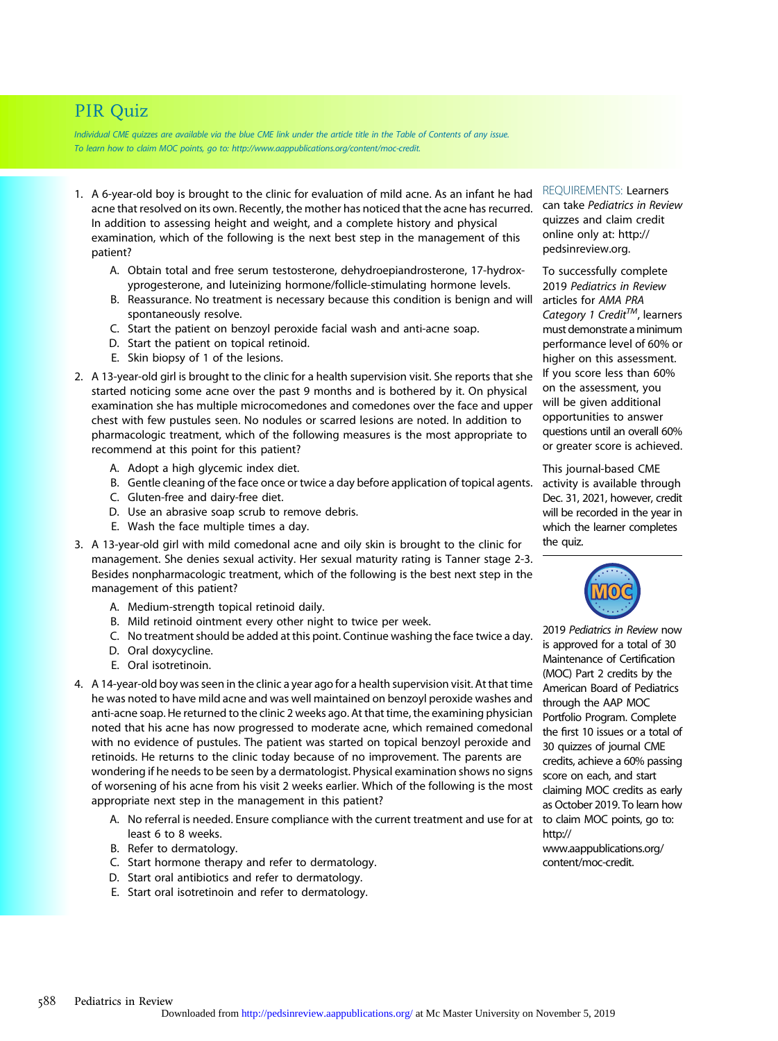# PIR Quiz

*Individual CME quizzes are available via the blue CME link under the article title in the Table of Contents of any issue. To learn how to claim MOC points, go to: http://www.aappublications.org/content/moc-credit.*

1. A 6-year-old boy is brought to the clinic for evaluation of mild acne. As an infant he had acne that resolved on its own. Recently, the mother has noticed that the acne has recurred. In addition to assessing height and weight, and a complete history and physical examination, which of the following is the next best step in the management of this patient?
   - A. Obtain total and free serum testosterone, dehydroepiandrosterone, 17-hydroxyprogesterone, and luteinizing hormone/follicle-stimulating hormone levels.
   - B. Reassurance. No treatment is necessary because this condition is benign and will spontaneously resolve.
   - C. Start the patient on benzoyl peroxide facial wash and anti-acne soap.
   - D. Start the patient on topical retinoid.
   - E. Skin biopsy of 1 of the lesions.
2. A 13-year-old girl is brought to the clinic for a health supervision visit. She reports that she started noticing some acne over the past 9 months and is bothered by it. On physical examination she has multiple microcomedones and comedones over the face and upper chest with few pustules seen. No nodules or scarred lesions are noted. In addition to pharmacologic treatment, which of the following measures is the most appropriate to recommend at this point for this patient?
   - A. Adopt a high glycemic index diet.
   - B. Gentle cleaning of the face once or twice a day before application of topical agents.
   - C. Gluten-free and dairy-free diet.
   - D. Use an abrasive soap scrub to remove debris.
   - E. Wash the face multiple times a day.
3. A 13-year-old girl with mild comedonal acne and oily skin is brought to the clinic for management. She denies sexual activity. Her sexual maturity rating is Tanner stage 2-3. Besides nonpharmacologic treatment, which of the following is the best next step in the management of this patient?
   - A. Medium-strength topical retinoid daily.
   - B. Mild retinoid ointment every other night to twice per week.
   - C. No treatment should be added at this point. Continue washing the face twice a day.
   - D. Oral doxycycline.
   - E. Oral isotretinoin.
4. A 14-year-old boy was seen in the clinic a year ago for a health supervision visit. At that time he was noted to have mild acne and was well maintained on benzoyl peroxide washes and anti-acne soap. He returned to the clinic 2 weeks ago. At that time, the examining physician noted that his acne has now progressed to moderate acne, which remained comedonal with no evidence of pustules. The patient was started on topical benzoyl peroxide and retinoids. He returns to the clinic today because of no improvement. The parents are wondering if he needs to be seen by a dermatologist. Physical examination shows no signs of worsening of his acne from his visit 2 weeks earlier. Which of the following is the most appropriate next step in the management in this patient?
   - A. No referral is needed. Ensure compliance with the current treatment and use for at least 6 to 8 weeks.
   - B. Refer to dermatology.
   - C. Start hormone therapy and refer to dermatology.
   - D. Start oral antibiotics and refer to dermatology.
   - E. Start oral isotretinoin and refer to dermatology.

REQUIREMENTS: Learners can take *Pediatrics in Review* quizzes and claim credit online only at: http://pedsinreview.org.

To successfully complete 2019 *Pediatrics in Review* articles for *AMA PRA Category 1 Credit*™, learners must demonstrate a minimum performance level of 60% or higher on this assessment. If you score less than 60% on the assessment, you will be given additional opportunities to answer questions until an overall 60% or greater score is achieved.

This journal-based CME activity is available through Dec. 31, 2021, however, credit will be recorded in the year in which the learner completes the quiz.

2019 *Pediatrics in Review* now is approved for a total of 30 Maintenance of Certification (MOC) Part 2 credits by the American Board of Pediatrics through the AAP MOC Portfolio Program. Complete the first 10 issues or a total of 30 quizzes of journal CME credits, achieve a 60% passing score on each, and start claiming MOC credits as early as October 2019. To learn how to claim MOC points, go to: http://www.aappublications.org/content/moc-credit.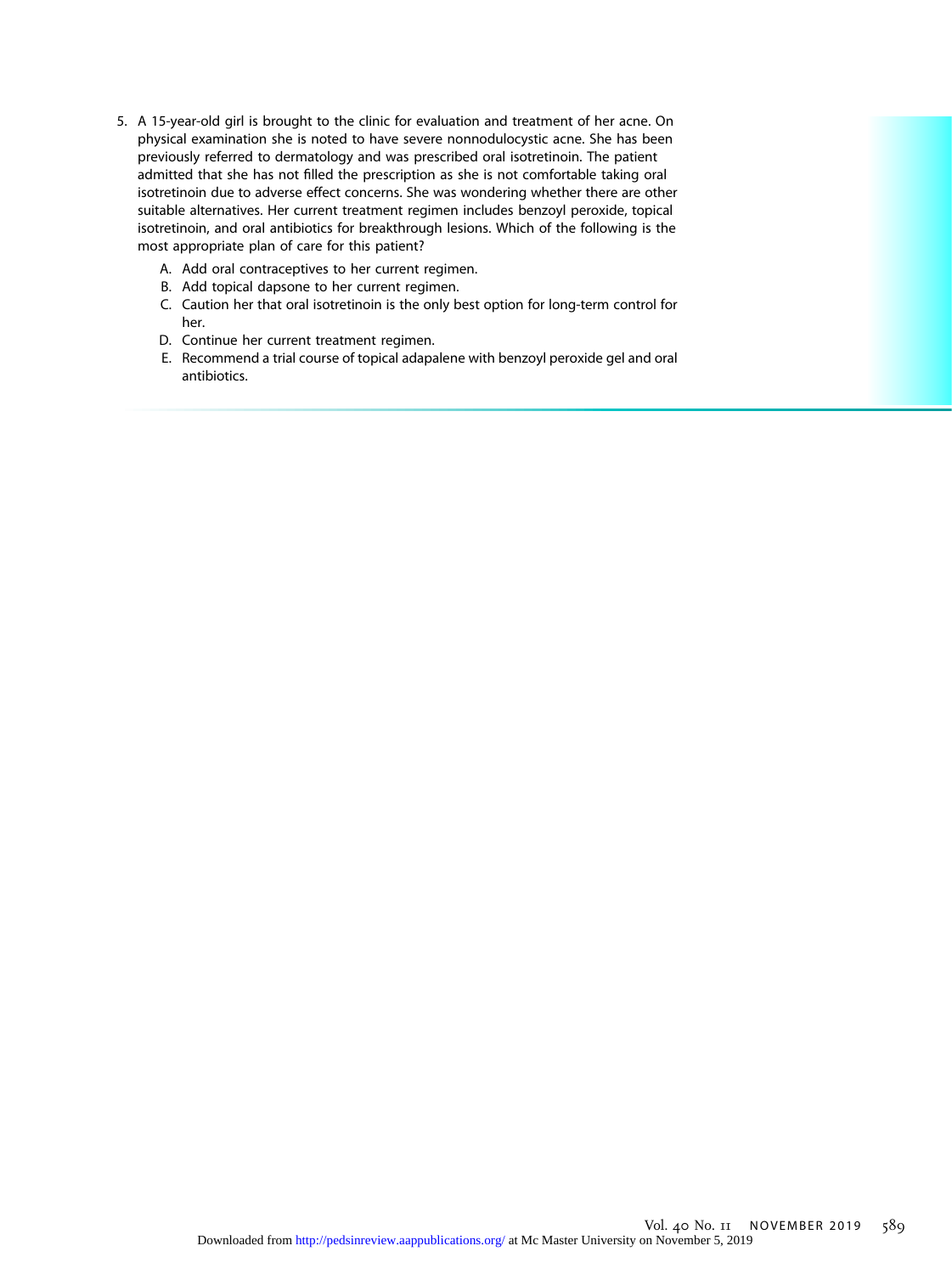5. A 15-year-old girl is brought to the clinic for evaluation and treatment of her acne. On physical examination she is noted to have severe nonnodulocystic acne. She has been previously referred to dermatology and was prescribed oral isotretinoin. The patient admitted that she has not filled the prescription as she is not comfortable taking oral isotretinoin due to adverse effect concerns. She was wondering whether there are other suitable alternatives. Her current treatment regimen includes benzoyl peroxide, topical isotretinoin, and oral antibiotics for breakthrough lesions. Which of the following is the most appropriate plan of care for this patient?

   A. Add oral contraceptives to her current regimen.
   B. Add topical dapsone to her current regimen.
   C. Caution her that oral isotretinoin is the only best option for long-term control for her.
   D. Continue her current treatment regimen.
   E. Recommend a trial course of topical adapalene with benzoyl peroxide gel and oral antibiotics.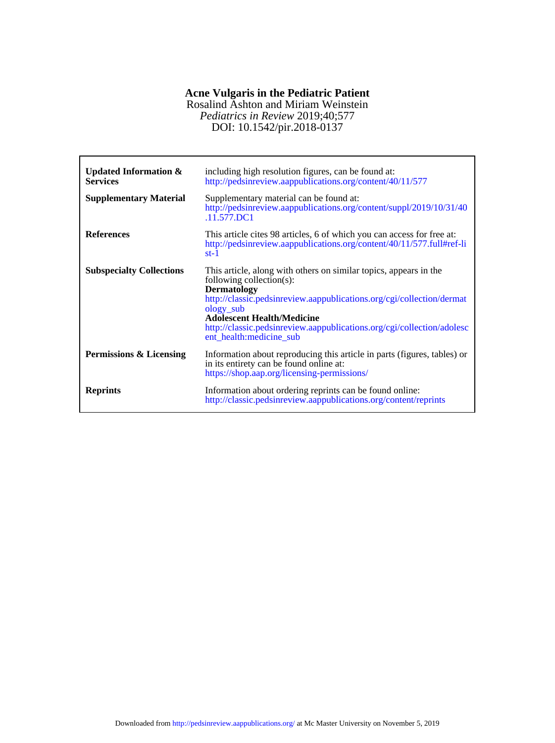# Acne Vulgaris in the Pediatric Patient

Rosalind Ashton and Miriam Weinstein

*Pediatrics in Review* 2019;40;577

DOI: 10.1542/pir.2018-0137

| | |
|---|---|
| **Updated Information & Services** | including high resolution figures, can be found at: http://pedsinreview.aappublications.org/content/40/11/577 |
| **Supplementary Material** | Supplementary material can be found at: http://pedsinreview.aappublications.org/content/suppl/2019/10/31/40.11.577.DC1 |
| **References** | This article cites 98 articles, 6 of which you can access for free at: http://pedsinreview.aappublications.org/content/40/11/577.full#ref-list-1 |
| **Subspecialty Collections** | This article, along with others on similar topics, appears in the following collection(s): **Dermatology** http://classic.pedsinreview.aappublications.org/cgi/collection/dermatology_sub **Adolescent Health/Medicine** http://classic.pedsinreview.aappublications.org/cgi/collection/adolescent_health:medicine_sub |
| **Permissions & Licensing** | Information about reproducing this article in parts (figures, tables) or in its entirety can be found online at: https://shop.aap.org/licensing-permissions/ |
| **Reprints** | Information about ordering reprints can be found online: http://classic.pedsinreview.aappublications.org/content/reprints |

Downloaded from http://pedsinreview.aappublications.org/ at Mc Master University on November 5, 2019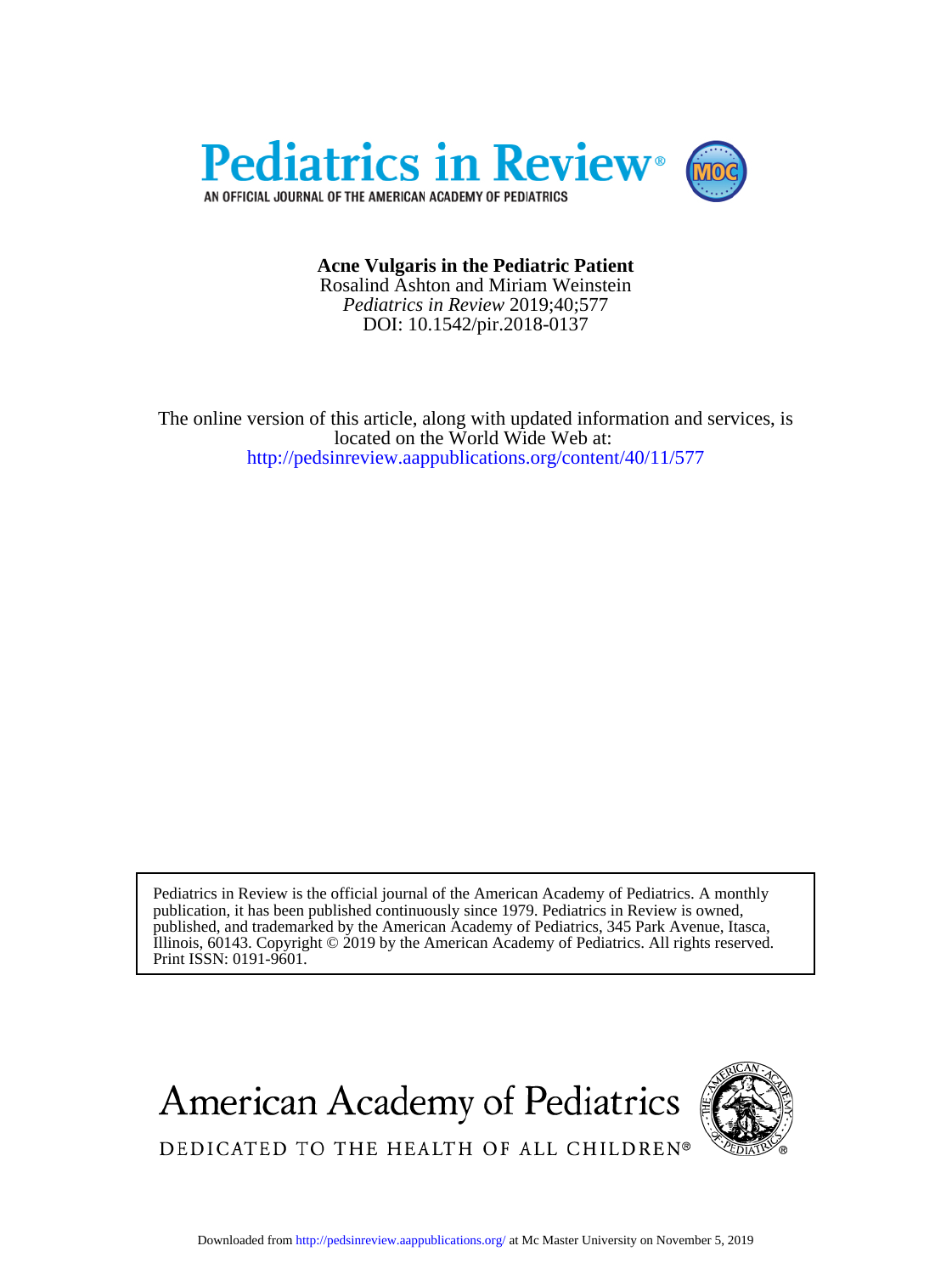# Pediatrics in Review®

AN OFFICIAL JOURNAL OF THE AMERICAN ACADEMY OF PEDIATRICS

**Acne Vulgaris in the Pediatric Patient**

Rosalind Ashton and Miriam Weinstein

*Pediatrics in Review* 2019;40;577

DOI: 10.1542/pir.2018-0137

The online version of this article, along with updated information and services, is located on the World Wide Web at:

http://pedsinreview.aappublications.org/content/40/11/577

Pediatrics in Review is the official journal of the American Academy of Pediatrics. A monthly publication, it has been published continuously since 1979. Pediatrics in Review is owned, published, and trademarked by the American Academy of Pediatrics, 345 Park Avenue, Itasca, Illinois, 60143. Copyright © 2019 by the American Academy of Pediatrics. All rights reserved. Print ISSN: 0191-9601.

American Academy of Pediatrics

DEDICATED TO THE HEALTH OF ALL CHILDREN®

Downloaded from http://pedsinreview.aappublications.org/ at Mc Master University on November 5, 2019